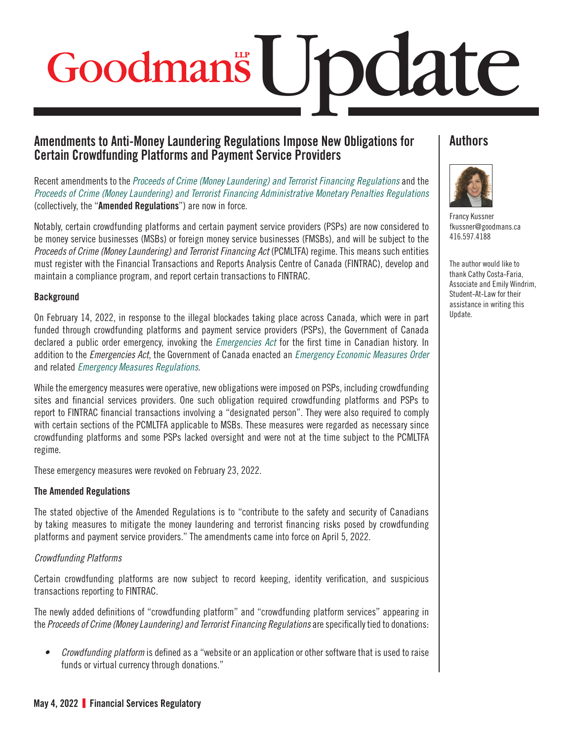# Goodmans LLP Update

## Amendments to Anti-Money Laundering Regulations Impose New Obligations for Certain Crowdfunding Platforms and Payment Service Providers

Recent amendments to the *Proceeds of Crime (Money Laundering) and Terrorist Financing Regulations* and the *Proceeds of Crime (Money Laundering) and Terrorist Financing Administrative Monetary Penalties Regulations* (collectively, the "**Amended Regulations**") are now in force.

Notably, certain crowdfunding platforms and certain payment service providers (PSPs) are now considered to be money service businesses (MSBs) or foreign money service businesses (FMSBs), and will be subject to the *Proceeds of Crime (Money Laundering) and Terrorist Financing Act* (PCMLTFA) regime. This means such entities must register with the Financial Transactions and Reports Analysis Centre of Canada (FINTRAC), develop and maintain a compliance program, and report certain transactions to FINTRAC.

### Background

On February 14, 2022, in response to the illegal blockades taking place across Canada, which were in part funded through crowdfunding platforms and payment service providers (PSPs), the Government of Canada declared a public order emergency, invoking the *Emergencies Act* for the first time in Canadian history. In addition to the *Emergencies Act*, the Government of Canada enacted an *Emergency Economic Measures Order* and related *Emergency Measures Regulations*.

While the emergency measures were operative, new obligations were imposed on PSPs, including crowdfunding sites and financial services providers. One such obligation required crowdfunding platforms and PSPs to report to FINTRAC financial transactions involving a "designated person". They were also required to comply with certain sections of the PCMLTFA applicable to MSBs. These measures were regarded as necessary since crowdfunding platforms and some PSPs lacked oversight and were not at the time subject to the PCMLTFA regime.

These emergency measures were revoked on February 23, 2022.

### The Amended Regulations

The stated objective of the Amended Regulations is to "contribute to the safety and security of Canadians by taking measures to mitigate the money laundering and terrorist financing risks posed by crowdfunding platforms and payment service providers." The amendments came into force on April 5, 2022.

#### *Crowdfunding Platforms*

Certain crowdfunding platforms are now subject to record keeping, identity verification, and suspicious transactions reporting to FINTRAC.

The newly added definitions of "crowdfunding platform" and "crowdfunding platform services" appearing in the *Proceeds of Crime (Money Laundering) and Terrorist Financing Regulations* are specifically tied to donations:

- *Crowdfunding platform* is defined as a "website or an application or other software that is used to raise funds or virtual currency through donations."

## Authors

Francy Kussner
fkussner@goodmans.ca
416.597.4188

The author would like to thank Cathy Costa-Faria, Associate and Emily Windrim, Student-At-Law for their assistance in writing this Update.

May 4, 2022 | **Financial Services Regulatory**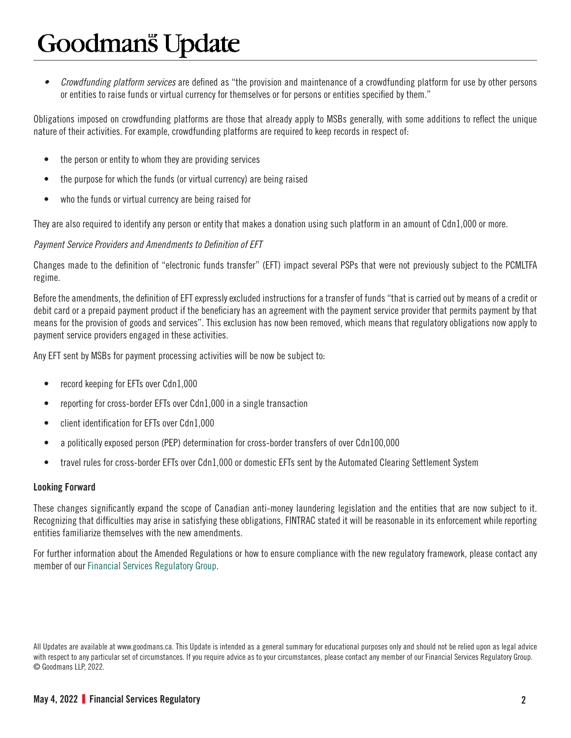- *Crowdfunding platform services* are defined as "the provision and maintenance of a crowdfunding platform for use by other persons or entities to raise funds or virtual currency for themselves or for persons or entities specified by them."

Obligations imposed on crowdfunding platforms are those that already apply to MSBs generally, with some additions to reflect the unique nature of their activities. For example, crowdfunding platforms are required to keep records in respect of:

- the person or entity to whom they are providing services
- the purpose for which the funds (or virtual currency) are being raised
- who the funds or virtual currency are being raised for

They are also required to identify any person or entity that makes a donation using such platform in an amount of Cdn1,000 or more.

*Payment Service Providers and Amendments to Definition of EFT*

Changes made to the definition of "electronic funds transfer" (EFT) impact several PSPs that were not previously subject to the PCMLTFA regime.

Before the amendments, the definition of EFT expressly excluded instructions for a transfer of funds "that is carried out by means of a credit or debit card or a prepaid payment product if the beneficiary has an agreement with the payment service provider that permits payment by that means for the provision of goods and services". This exclusion has now been removed, which means that regulatory obligations now apply to payment service providers engaged in these activities.

Any EFT sent by MSBs for payment processing activities will be now be subject to:

- record keeping for EFTs over Cdn1,000
- reporting for cross-border EFTs over Cdn1,000 in a single transaction
- client identification for EFTs over Cdn1,000
- a politically exposed person (PEP) determination for cross-border transfers of over Cdn100,000
- travel rules for cross-border EFTs over Cdn1,000 or domestic EFTs sent by the Automated Clearing Settlement System

**Looking Forward**

These changes significantly expand the scope of Canadian anti-money laundering legislation and the entities that are now subject to it. Recognizing that difficulties may arise in satisfying these obligations, FINTRAC stated it will be reasonable in its enforcement while reporting entities familiarize themselves with the new amendments.

For further information about the Amended Regulations or how to ensure compliance with the new regulatory framework, please contact any member of our Financial Services Regulatory Group.

All Updates are available at www.goodmans.ca. This Update is intended as a general summary for educational purposes only and should not be relied upon as legal advice with respect to any particular set of circumstances. If you require advice as to your circumstances, please contact any member of our Financial Services Regulatory Group. © Goodmans LLP, 2022.